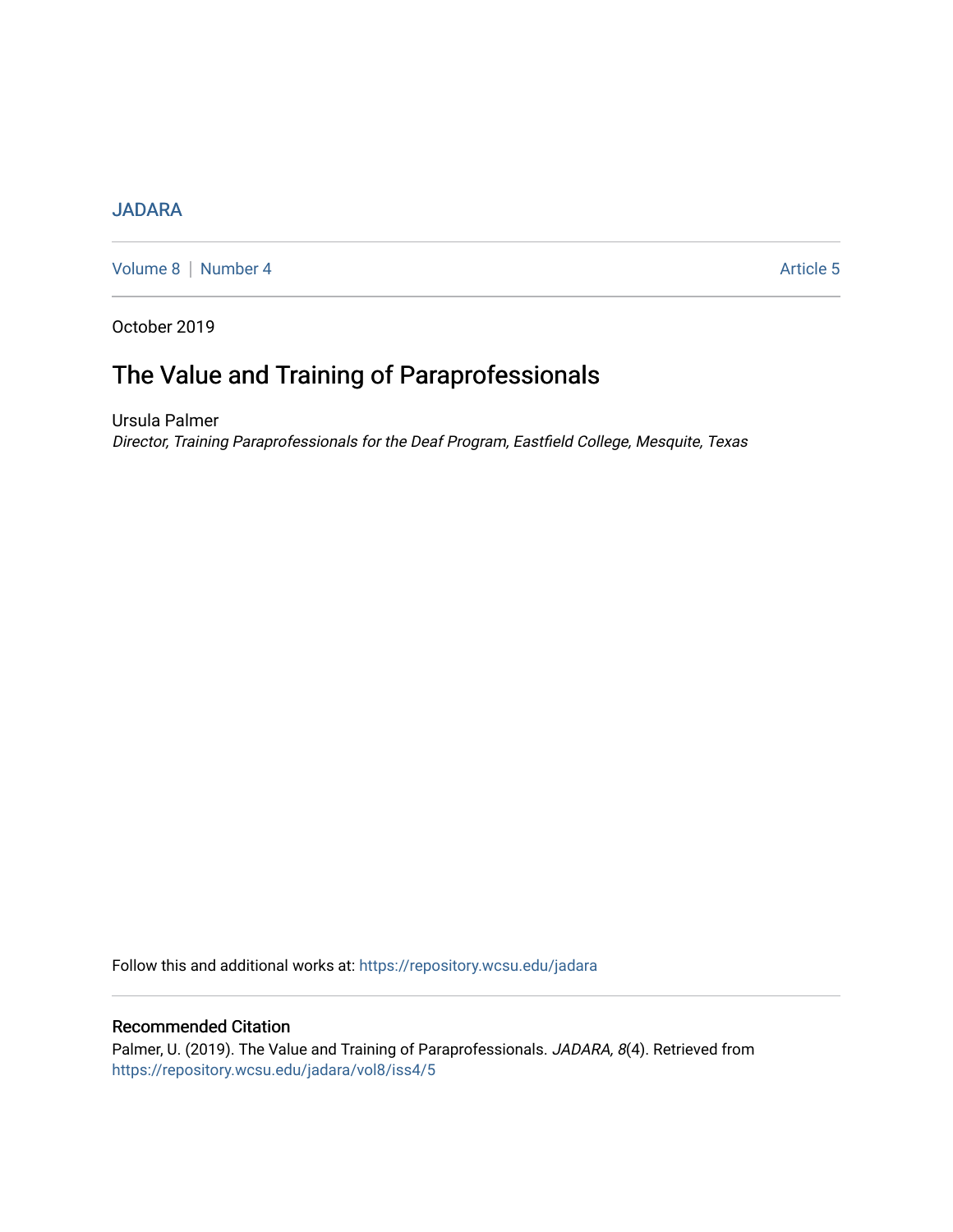JADARA

Volume 8 | Number 4 | Article 5

October 2019

# The Value and Training of Paraprofessionals

Ursula Palmer

*Director, Training Paraprofessionals for the Deaf Program, Eastfield College, Mesquite, Texas*

Follow this and additional works at: https://repository.wcsu.edu/jadara

## Recommended Citation

Palmer, U. (2019). The Value and Training of Paraprofessionals. *JADARA, 8*(4). Retrieved from https://repository.wcsu.edu/jadara/vol8/iss4/5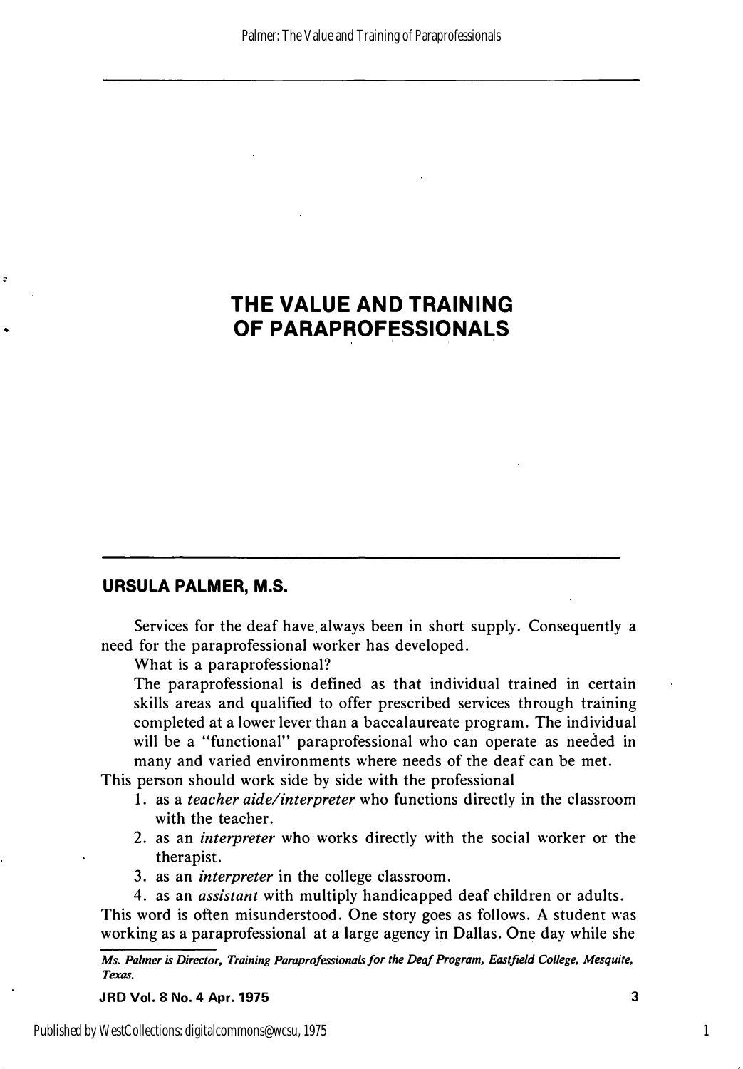# THE VALUE AND TRAINING OF PARAPROFESSIONALS

## URSULA PALMER, M.S.

Services for the deaf have always been in short supply. Consequently a need for the paraprofessional worker has developed.

What is a paraprofessional?

The paraprofessional is defined as that individual trained in certain skills areas and qualified to offer prescribed services through training completed at a lower lever than a baccalaureate program. The individual will be a "functional" paraprofessional who can operate as needed in many and varied environments where needs of the deaf can be met.

This person should work side by side with the professional

1. as a *teacher aide/interpreter* who functions directly in the classroom with the teacher.
2. as an *interpreter* who works directly with the social worker or the therapist.
3. as an *interpreter* in the college classroom.
4. as an *assistant* with multiply handicapped deaf children or adults.

This word is often misunderstood. One story goes as follows. A student was working as a paraprofessional at a large agency in Dallas. One day while she

*Ms. Palmer is Director, Training Paraprofessionals for the Deaf Program, Eastfield College, Mesquite, Texas.*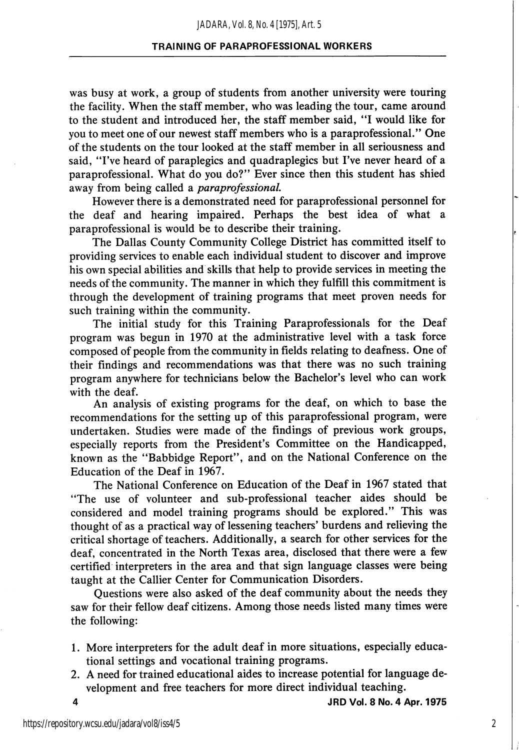was busy at work, a group of students from another university were touring the facility. When the staff member, who was leading the tour, came around to the student and introduced her, the staff member said, "I would like for you to meet one of our newest staff members who is a paraprofessional." One of the students on the tour looked at the staff member in all seriousness and said, "I've heard of paraplegics and quadraplegics but I've never heard of a paraprofessional. What do you do?" Ever since then this student has shied away from being called a *paraprofessional.*

However there is a demonstrated need for paraprofessional personnel for the deaf and hearing impaired. Perhaps the best idea of what a paraprofessional is would be to describe their training.

The Dallas County Community College District has committed itself to providing services to enable each individual student to discover and improve his own special abilities and skills that help to provide services in meeting the needs of the community. The manner in which they fulfill this commitment is through the development of training programs that meet proven needs for such training within the community.

The initial study for this Training Paraprofessionals for the Deaf program was begun in 1970 at the administrative level with a task force composed of people from the community in fields relating to deafness. One of their findings and recommendations was that there was no such training program anywhere for technicians below the Bachelor's level who can work with the deaf.

An analysis of existing programs for the deaf, on which to base the recommendations for the setting up of this paraprofessional program, were undertaken. Studies were made of the findings of previous work groups, especially reports from the President's Committee on the Handicapped, known as the "Babbidge Report", and on the National Conference on the Education of the Deaf in 1967.

The National Conference on Education of the Deaf in 1967 stated that "The use of volunteer and sub-professional teacher aides should be considered and model training programs should be explored." This was thought of as a practical way of lessening teachers' burdens and relieving the critical shortage of teachers. Additionally, a search for other services for the deaf, concentrated in the North Texas area, disclosed that there were a few certified interpreters in the area and that sign language classes were being taught at the Callier Center for Communication Disorders.

Questions were also asked of the deaf community about the needs they saw for their fellow deaf citizens. Among those needs listed many times were the following:

1. More interpreters for the adult deaf in more situations, especially educational settings and vocational training programs.
2. A need for trained educational aides to increase potential for language development and free teachers for more direct individual teaching.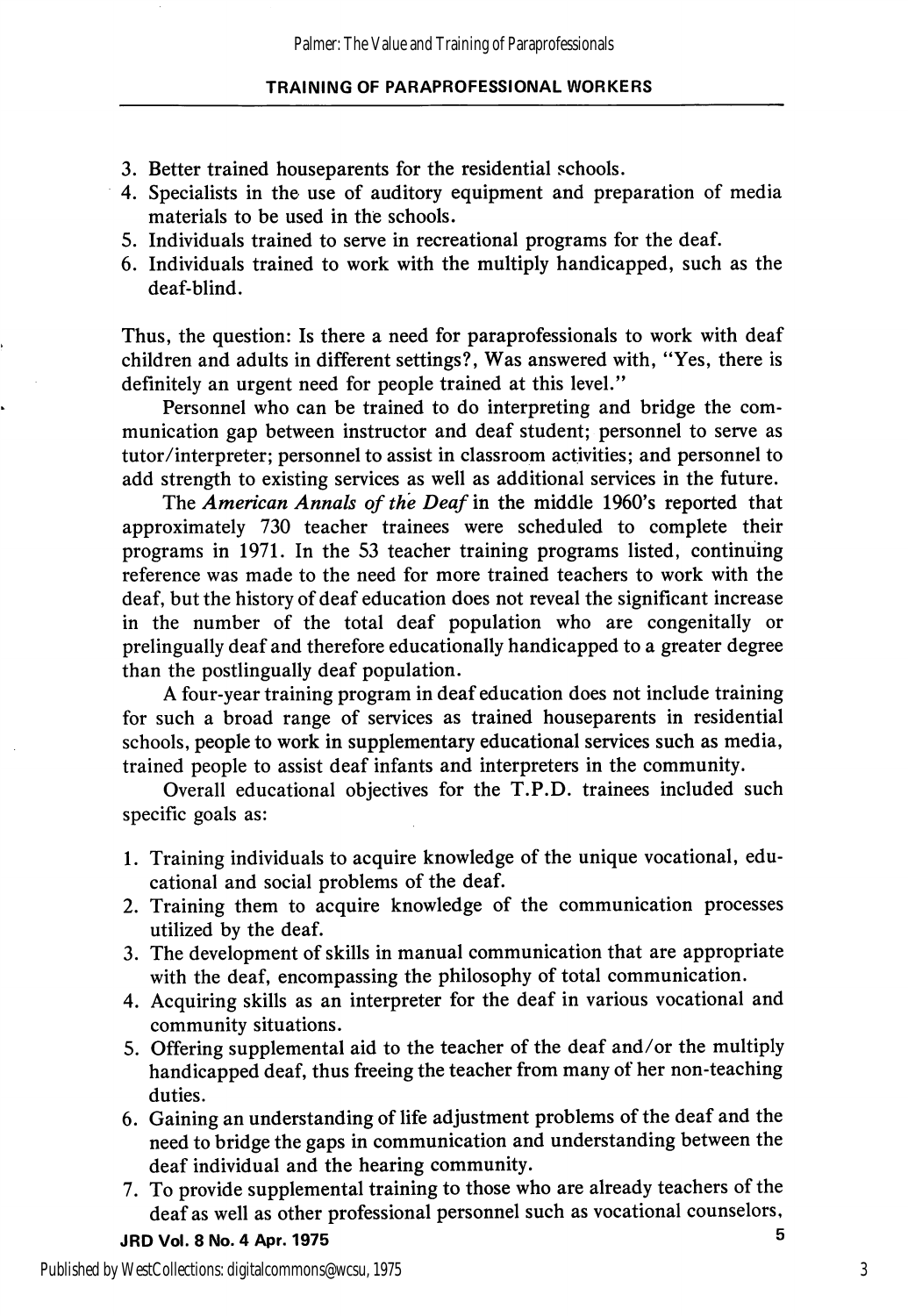3. Better trained houseparents for the residential schools.
4. Specialists in the use of auditory equipment and preparation of media materials to be used in the schools.
5. Individuals trained to serve in recreational programs for the deaf.
6. Individuals trained to work with the multiply handicapped, such as the deaf-blind.

Thus, the question: Is there a need for paraprofessionals to work with deaf children and adults in different settings?, Was answered with, "Yes, there is definitely an urgent need for people trained at this level."

Personnel who can be trained to do interpreting and bridge the communication gap between instructor and deaf student; personnel to serve as tutor/interpreter; personnel to assist in classroom activities; and personnel to add strength to existing services as well as additional services in the future.

The *American Annals of the Deaf* in the middle 1960's reported that approximately 730 teacher trainees were scheduled to complete their programs in 1971. In the 53 teacher training programs listed, continuing reference was made to the need for more trained teachers to work with the deaf, but the history of deaf education does not reveal the significant increase in the number of the total deaf population who are congenitally or prelingually deaf and therefore educationally handicapped to a greater degree than the postlingually deaf population.

A four-year training program in deaf education does not include training for such a broad range of services as trained houseparents in residential schools, people to work in supplementary educational services such as media, trained people to assist deaf infants and interpreters in the community.

Overall educational objectives for the T.P.D. trainees included such specific goals as:

1. Training individuals to acquire knowledge of the unique vocational, educational and social problems of the deaf.
2. Training them to acquire knowledge of the communication processes utilized by the deaf.
3. The development of skills in manual communication that are appropriate with the deaf, encompassing the philosophy of total communication.
4. Acquiring skills as an interpreter for the deaf in various vocational and community situations.
5. Offering supplemental aid to the teacher of the deaf and/or the multiply handicapped deaf, thus freeing the teacher from many of her non-teaching duties.
6. Gaining an understanding of life adjustment problems of the deaf and the need to bridge the gaps in communication and understanding between the deaf individual and the hearing community.
7. To provide supplemental training to those who are already teachers of the deaf as well as other professional personnel such as vocational counselors,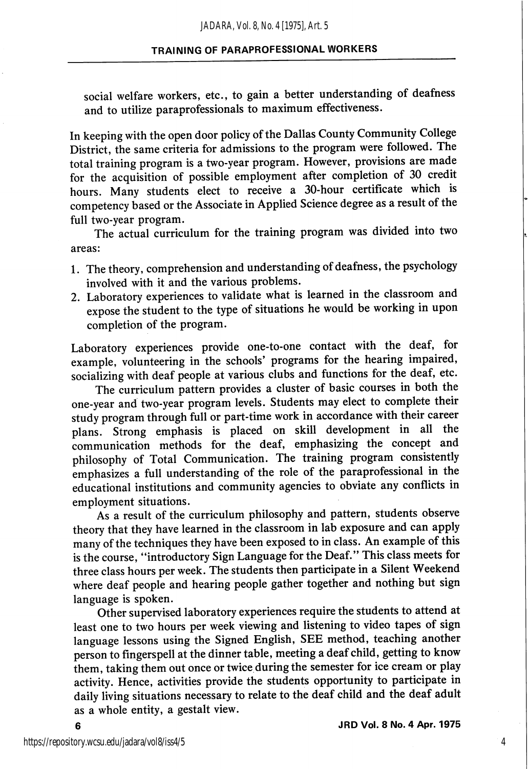social welfare workers, etc., to gain a better understanding of deafness and to utilize paraprofessionals to maximum effectiveness.

In keeping with the open door policy of the Dallas County Community College District, the same criteria for admissions to the program were followed. The total training program is a two-year program. However, provisions are made for the acquisition of possible employment after completion of 30 credit hours. Many students elect to receive a 30-hour certificate which is competency based or the Associate in Applied Science degree as a result of the full two-year program.

The actual curriculum for the training program was divided into two areas:

1. The theory, comprehension and understanding of deafness, the psychology involved with it and the various problems.
2. Laboratory experiences to validate what is learned in the classroom and expose the student to the type of situations he would be working in upon completion of the program.

Laboratory experiences provide one-to-one contact with the deaf, for example, volunteering in the schools' programs for the hearing impaired, socializing with deaf people at various clubs and functions for the deaf, etc.

The curriculum pattern provides a cluster of basic courses in both the one-year and two-year program levels. Students may elect to complete their study program through full or part-time work in accordance with their career plans. Strong emphasis is placed on skill development in all the communication methods for the deaf, emphasizing the concept and philosophy of Total Communication. The training program consistently emphasizes a full understanding of the role of the paraprofessional in the educational institutions and community agencies to obviate any conflicts in employment situations.

As a result of the curriculum philosophy and pattern, students observe theory that they have learned in the classroom in lab exposure and can apply many of the techniques they have been exposed to in class. An example of this is the course, "introductory Sign Language for the Deaf." This class meets for three class hours per week. The students then participate in a Silent Weekend where deaf people and hearing people gather together and nothing but sign language is spoken.

Other supervised laboratory experiences require the students to attend at least one to two hours per week viewing and listening to video tapes of sign language lessons using the Signed English, SEE method, teaching another person to fingerspell at the dinner table, meeting a deaf child, getting to know them, taking them out once or twice during the semester for ice cream or play activity. Hence, activities provide the students opportunity to participate in daily living situations necessary to relate to the deaf child and the deaf adult as a whole entity, a gestalt view.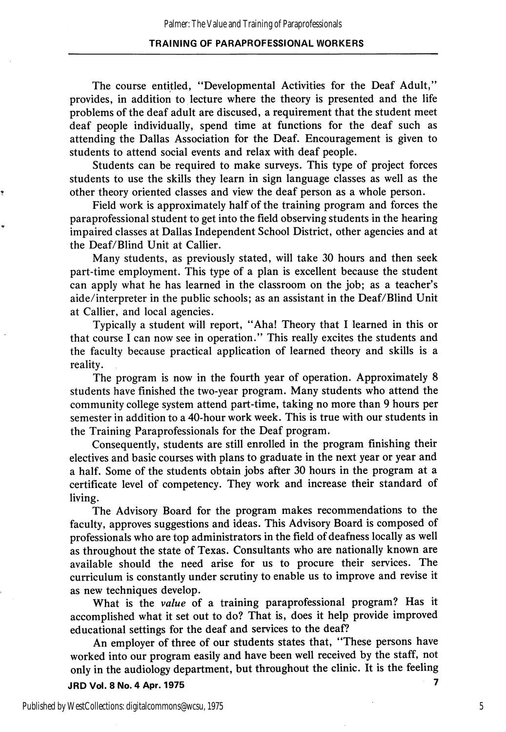The course entitled, "Developmental Activities for the Deaf Adult," provides, in addition to lecture where the theory is presented and the life problems of the deaf adult are discused, a requirement that the student meet deaf people individually, spend time at functions for the deaf such as attending the Dallas Association for the Deaf. Encouragement is given to students to attend social events and relax with deaf people.

Students can be required to make surveys. This type of project forces students to use the skills they learn in sign language classes as well as the other theory oriented classes and view the deaf person as a whole person.

Field work is approximately half of the training program and forces the paraprofessional student to get into the field observing students in the hearing impaired classes at Dallas Independent School District, other agencies and at the Deaf/Blind Unit at Callier.

Many students, as previously stated, will take 30 hours and then seek part-time employment. This type of a plan is excellent because the student can apply what he has learned in the classroom on the job; as a teacher's aide/interpreter in the public schools; as an assistant in the Deaf/Blind Unit at Callier, and local agencies.

Typically a student will report, "Aha! Theory that I learned in this or that course I can now see in operation." This really excites the students and the faculty because practical application of learned theory and skills is a reality.

The program is now in the fourth year of operation. Approximately 8 students have finished the two-year program. Many students who attend the community college system attend part-time, taking no more than 9 hours per semester in addition to a 40-hour work week. This is true with our students in the Training Paraprofessionals for the Deaf program.

Consequently, students are still enrolled in the program finishing their electives and basic courses with plans to graduate in the next year or year and a half. Some of the students obtain jobs after 30 hours in the program at a certificate level of competency. They work and increase their standard of living.

The Advisory Board for the program makes recommendations to the faculty, approves suggestions and ideas. This Advisory Board is composed of professionals who are top administrators in the field of deafness locally as well as throughout the state of Texas. Consultants who are nationally known are available should the need arise for us to procure their services. The curriculum is constantly under scrutiny to enable us to improve and revise it as new techniques develop.

What is the *value* of a training paraprofessional program? Has it accomplished what it set out to do? That is, does it help provide improved educational settings for the deaf and services to the deaf?

An employer of three of our students states that, "These persons have worked into our program easily and have been well received by the staff, not only in the audiology department, but throughout the clinic. It is the feeling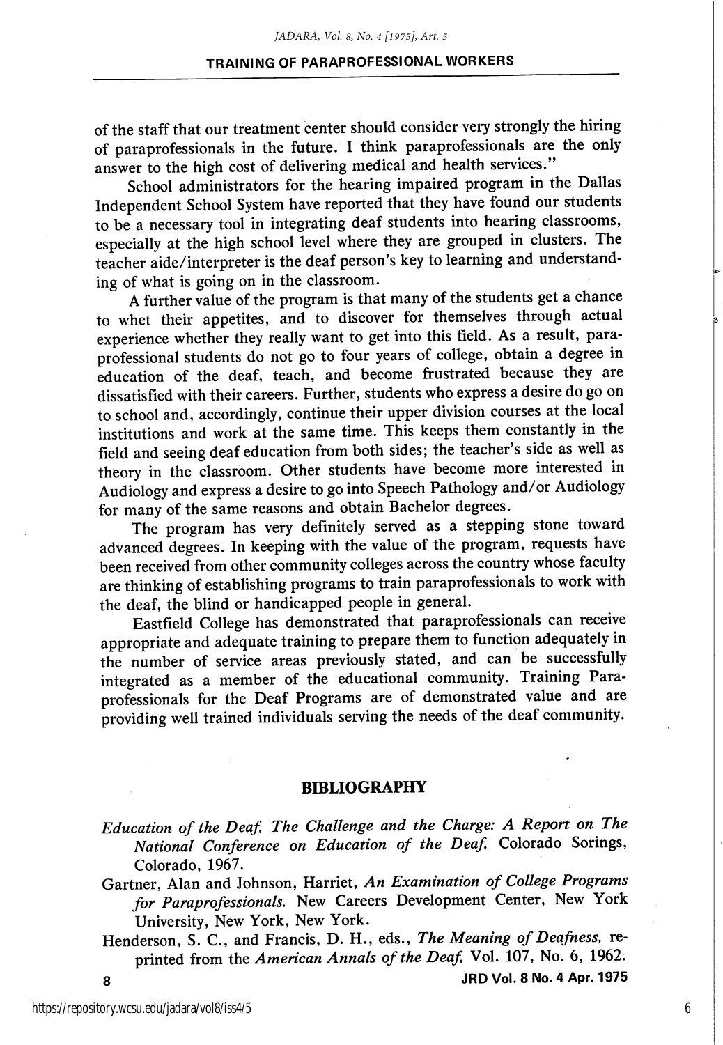of the staff that our treatment center should consider very strongly the hiring of paraprofessionals in the future. I think paraprofessionals are the only answer to the high cost of delivering medical and health services."

School administrators for the hearing impaired program in the Dallas Independent School System have reported that they have found our students to be a necessary tool in integrating deaf students into hearing classrooms, especially at the high school level where they are grouped in clusters. The teacher aide/interpreter is the deaf person's key to learning and understanding of what is going on in the classroom.

A further value of the program is that many of the students get a chance to whet their appetites, and to discover for themselves through actual experience whether they really want to get into this field. As a result, paraprofessional students do not go to four years of college, obtain a degree in education of the deaf, teach, and become frustrated because they are dissatisfied with their careers. Further, students who express a desire do go on to school and, accordingly, continue their upper division courses at the local institutions and work at the same time. This keeps them constantly in the field and seeing deaf education from both sides; the teacher's side as well as theory in the classroom. Other students have become more interested in Audiology and express a desire to go into Speech Pathology and/or Audiology for many of the same reasons and obtain Bachelor degrees.

The program has very definitely served as a stepping stone toward advanced degrees. In keeping with the value of the program, requests have been received from other community colleges across the country whose faculty are thinking of establishing programs to train paraprofessionals to work with the deaf, the blind or handicapped people in general.

Eastfield College has demonstrated that paraprofessionals can receive appropriate and adequate training to prepare them to function adequately in the number of service areas previously stated, and can be successfully integrated as a member of the educational community. Training Paraprofessionals for the Deaf Programs are of demonstrated value and are providing well trained individuals serving the needs of the deaf community.

## BIBLIOGRAPHY

*Education of the Deaf, The Challenge and the Charge: A Report on The National Conference on Education of the Deaf.* Colorado Sorings, Colorado, 1967.

Gartner, Alan and Johnson, Harriet, *An Examination of College Programs for Paraprofessionals.* New Careers Development Center, New York University, New York, New York.

Henderson, S. C., and Francis, D. H., eds., *The Meaning of Deafness,* reprinted from the *American Annals of the Deaf,* Vol. 107, No. 6, 1962.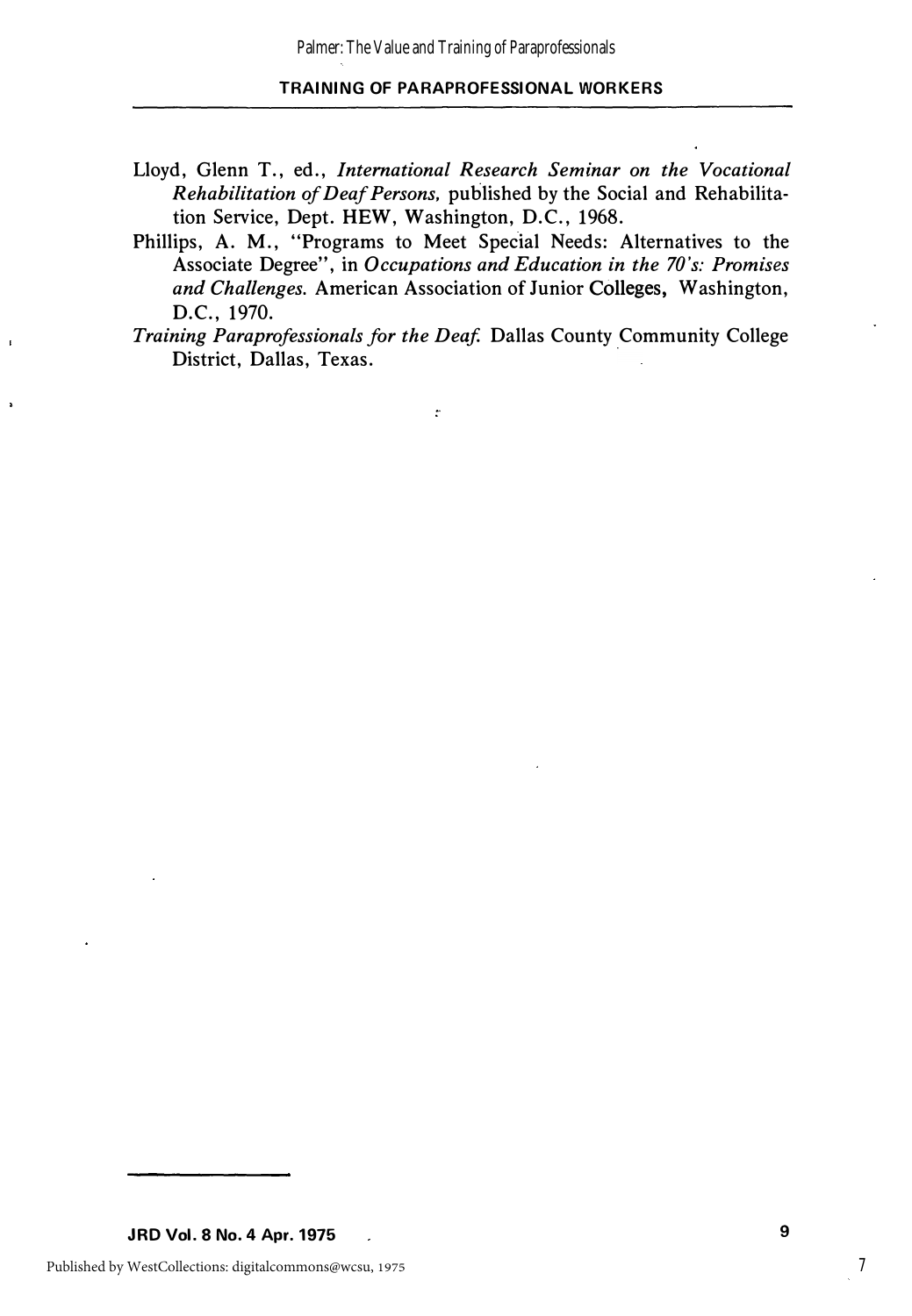Lloyd, Glenn T., ed., *International Research Seminar on the Vocational Rehabilitation of Deaf Persons,* published by the Social and Rehabilitation Service, Dept. HEW, Washington, D.C., 1968.

Phillips, A. M., "Programs to Meet Special Needs: Alternatives to the Associate Degree", in *Occupations and Education in the 70's: Promises and Challenges.* American Association of Junior Colleges, Washington, D.C., 1970.

*Training Paraprofessionals for the Deaf.* Dallas County Community College District, Dallas, Texas.